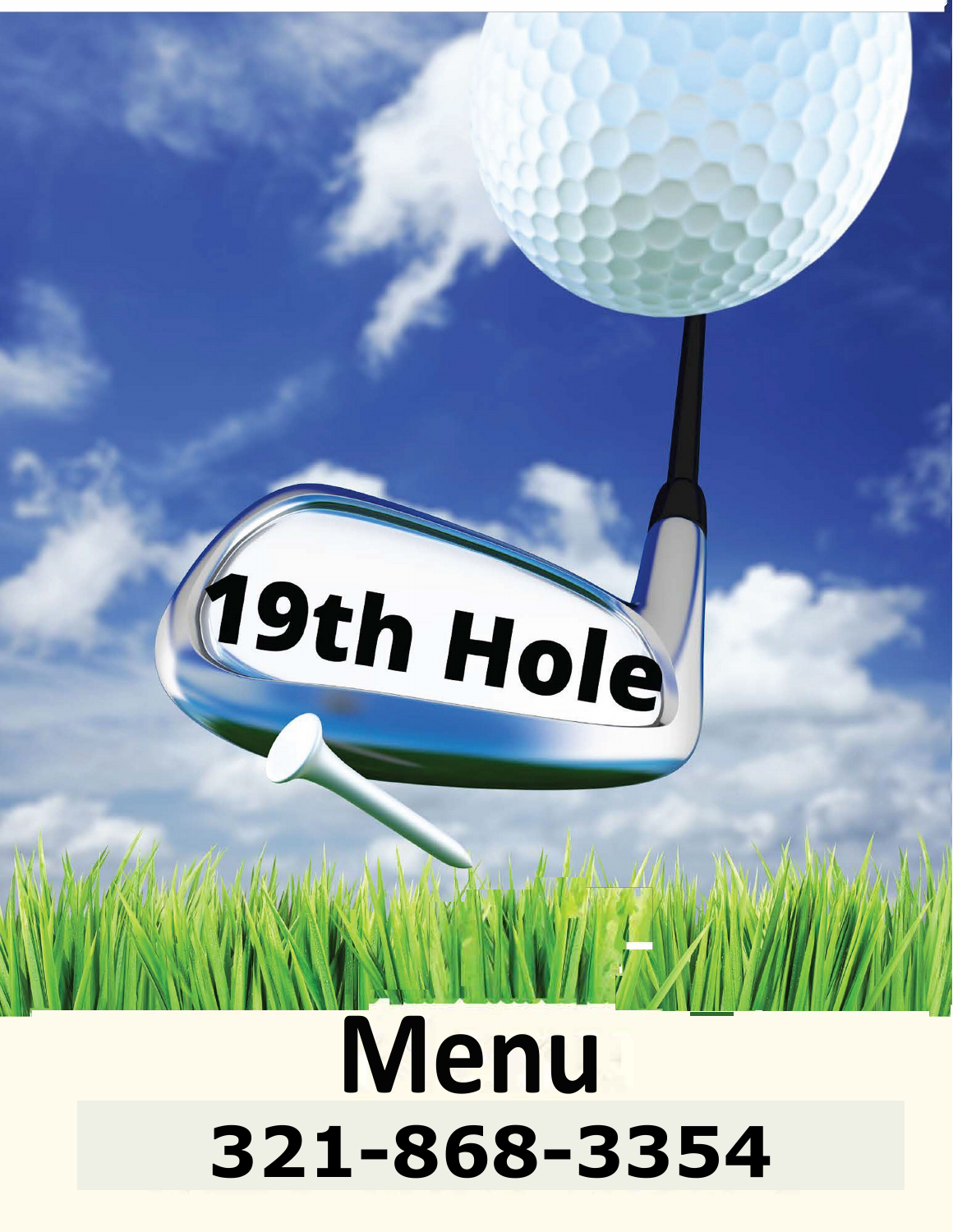# 19th Hole

# Menu

**321-868-3354**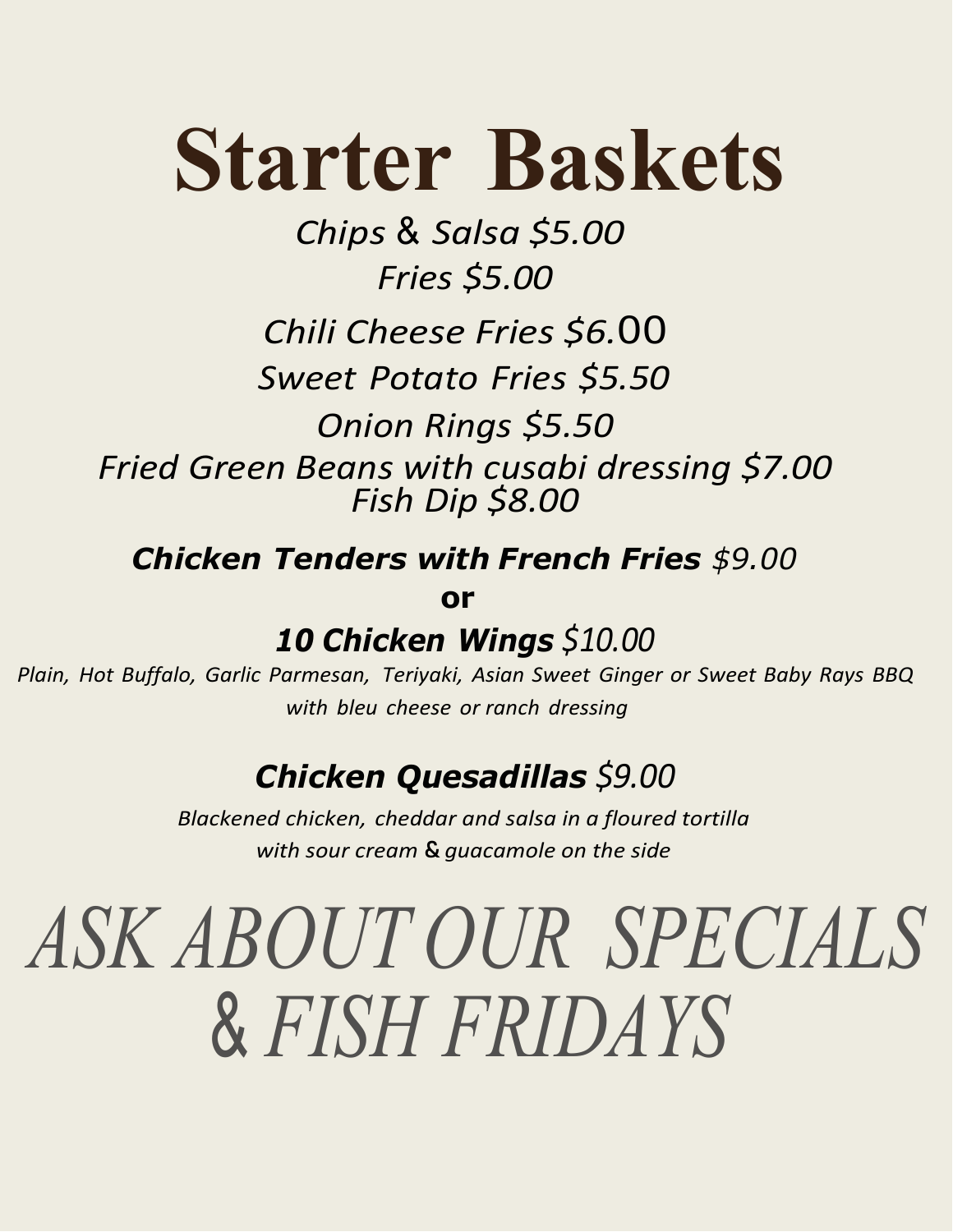# Starter Baskets

*Chips & Salsa $5.00*

*Fries $5.00*

*Chili Cheese Fries $6.00*

*Sweet Potato Fries $5.50*

*Onion Rings $5.50*

*Fried Green Beans with cusabi dressing $7.00*

*Fish Dip $8.00*

***Chicken Tenders with French Fries** $9.00*

**or**

***10 Chicken Wings** $10.00*

*Plain, Hot Buffalo, Garlic Parmesan, Teriyaki, Asian Sweet Ginger or Sweet Baby Rays BBQ with bleu cheese or ranch dressing*

***Chicken Quesadillas** $9.00*

*Blackened chicken, cheddar and salsa in a floured tortilla with sour cream & guacamole on the side*

## *ASK ABOUT OUR SPECIALS & FISH FRIDAYS*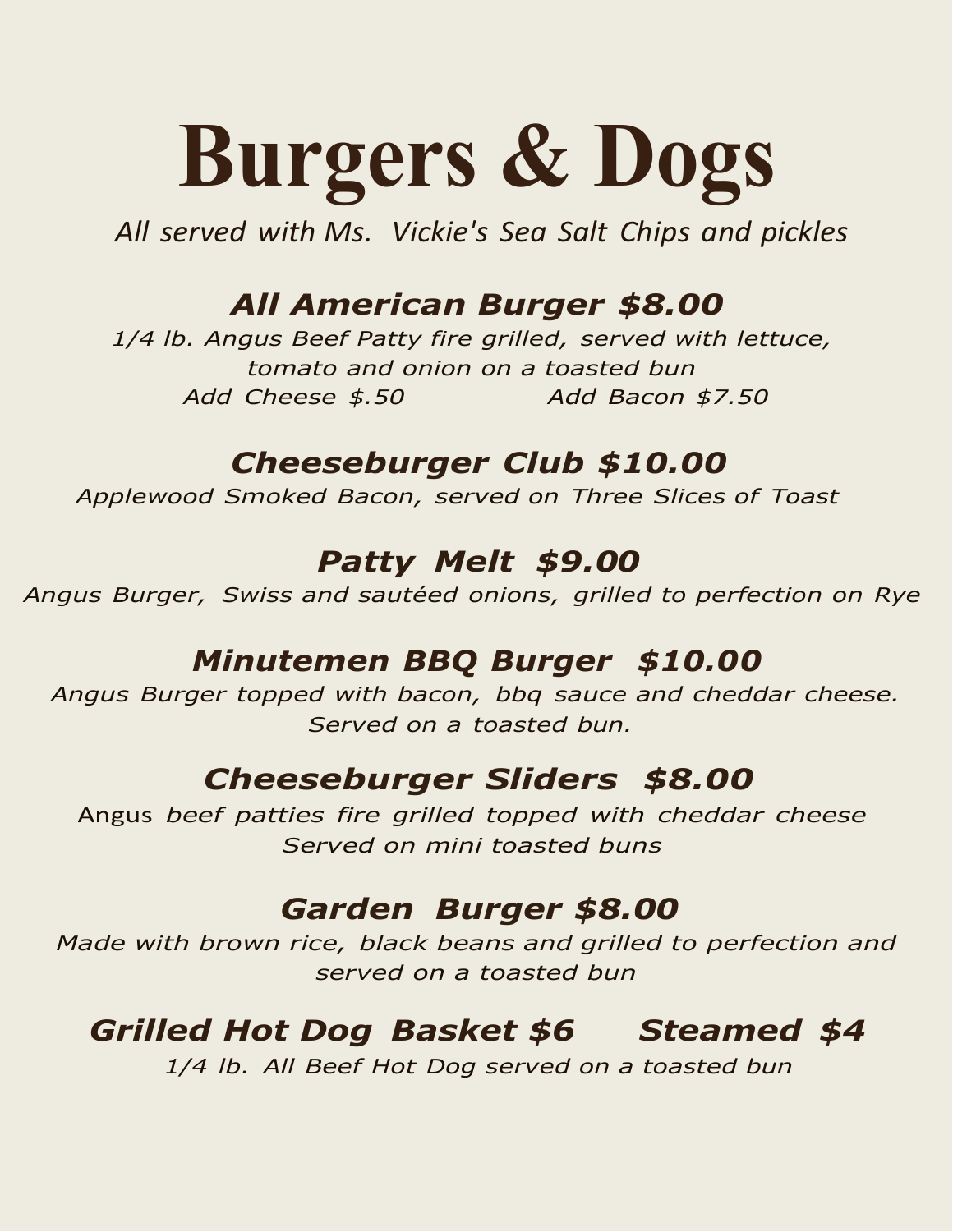# Burgers & Dogs

*All served with Ms.  Vickie's Sea Salt Chips and pickles*

## *All American Burger $8.00*

*1/4 lb. Angus Beef Patty fire grilled, served with lettuce, tomato and onion on a toasted bun*

*Add Cheese $.50          Add Bacon $7.50*

## *Cheeseburger Club $10.00*

*Applewood Smoked Bacon, served on Three Slices of Toast*

## *Patty Melt $9.00*

*Angus Burger, Swiss and sautéed onions, grilled to perfection on Rye*

## *Minutemen BBQ Burger $10.00*

*Angus Burger topped with bacon, bbq sauce and cheddar cheese. Served on a toasted bun.*

## *Cheeseburger Sliders $8.00*

Angus *beef patties fire grilled topped with cheddar cheese Served on mini toasted buns*

## *Garden Burger $8.00*

*Made with brown rice, black beans and grilled to perfection and served on a toasted bun*

## *Grilled Hot Dog Basket $6     Steamed $4*

*1/4 lb. All Beef Hot Dog served on a toasted bun*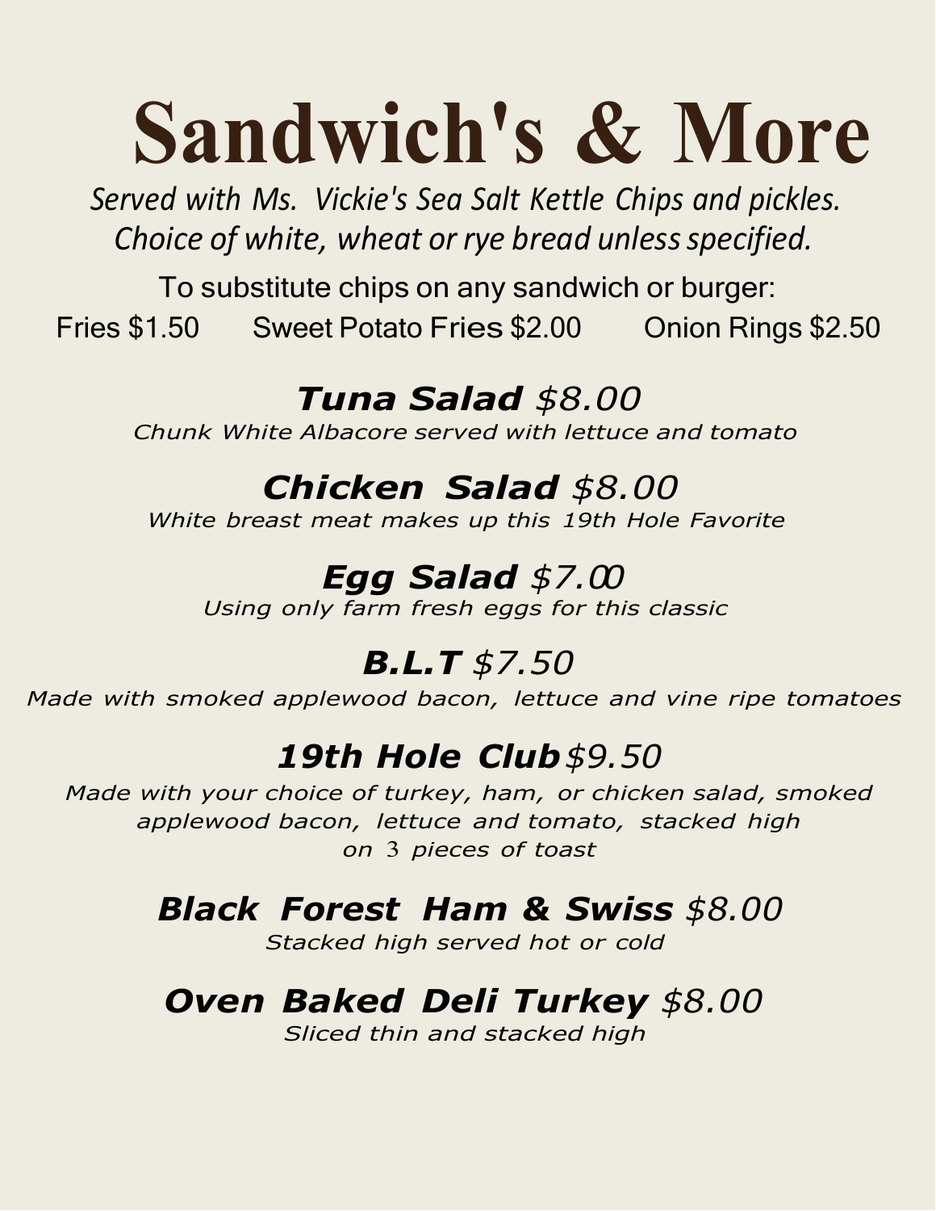# Sandwich's & More

*Served with Ms. Vickie's Sea Salt Kettle Chips and pickles.*
*Choice of white, wheat or rye bread unless specified.*

To substitute chips on any sandwich or burger:

Fries $1.50 Sweet Potato Fries $2.00 Onion Rings $2.50

### ***Tuna Salad*** *$8.00*

*Chunk White Albacore served with lettuce and tomato*

### ***Chicken Salad*** *$8.00*

*White breast meat makes up this 19th Hole Favorite*

### ***Egg Salad*** *$7.00*

*Using only farm fresh eggs for this classic*

### ***B.L.T*** *$7.50*

*Made with smoked applewood bacon, lettuce and vine ripe tomatoes*

### ***19th Hole Club*** *$9.50*

*Made with your choice of turkey, ham, or chicken salad, smoked applewood bacon, lettuce and tomato, stacked high on 3 pieces of toast*

### ***Black Forest Ham & Swiss*** *$8.00*

*Stacked high served hot or cold*

### ***Oven Baked Deli Turkey*** *$8.00*

*Sliced thin and stacked high*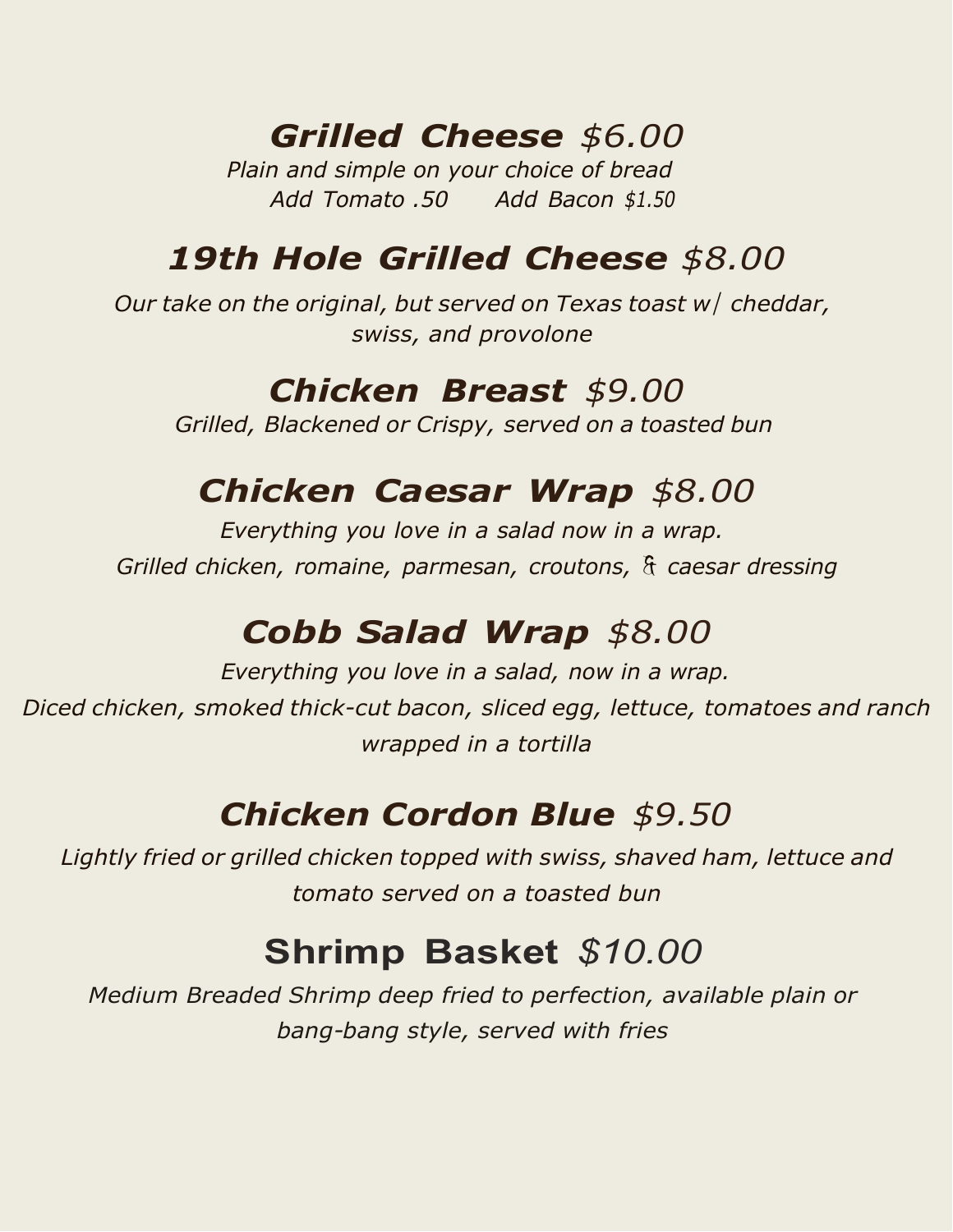## ***Grilled Cheese*** *$6.00*

*Plain and simple on your choice of bread*
*Add Tomato .50      Add Bacon $1.50*

## ***19th Hole Grilled Cheese*** *$8.00*

*Our take on the original, but served on Texas toast w/ cheddar, swiss, and provolone*

## ***Chicken Breast*** *$9.00*

*Grilled, Blackened or Crispy, served on a toasted bun*

## ***Chicken Caesar Wrap*** *$8.00*

*Everything you love in a salad now in a wrap.*
*Grilled chicken, romaine, parmesan, croutons, & caesar dressing*

## ***Cobb Salad Wrap*** *$8.00*

*Everything you love in a salad, now in a wrap.*
*Diced chicken, smoked thick-cut bacon, sliced egg, lettuce, tomatoes and ranch wrapped in a tortilla*

## ***Chicken Cordon Blue*** *$9.50*

*Lightly fried or grilled chicken topped with swiss, shaved ham, lettuce and tomato served on a toasted bun*

## **Shrimp Basket** *$10.00*

*Medium Breaded Shrimp deep fried to perfection, available plain or bang-bang style, served with fries*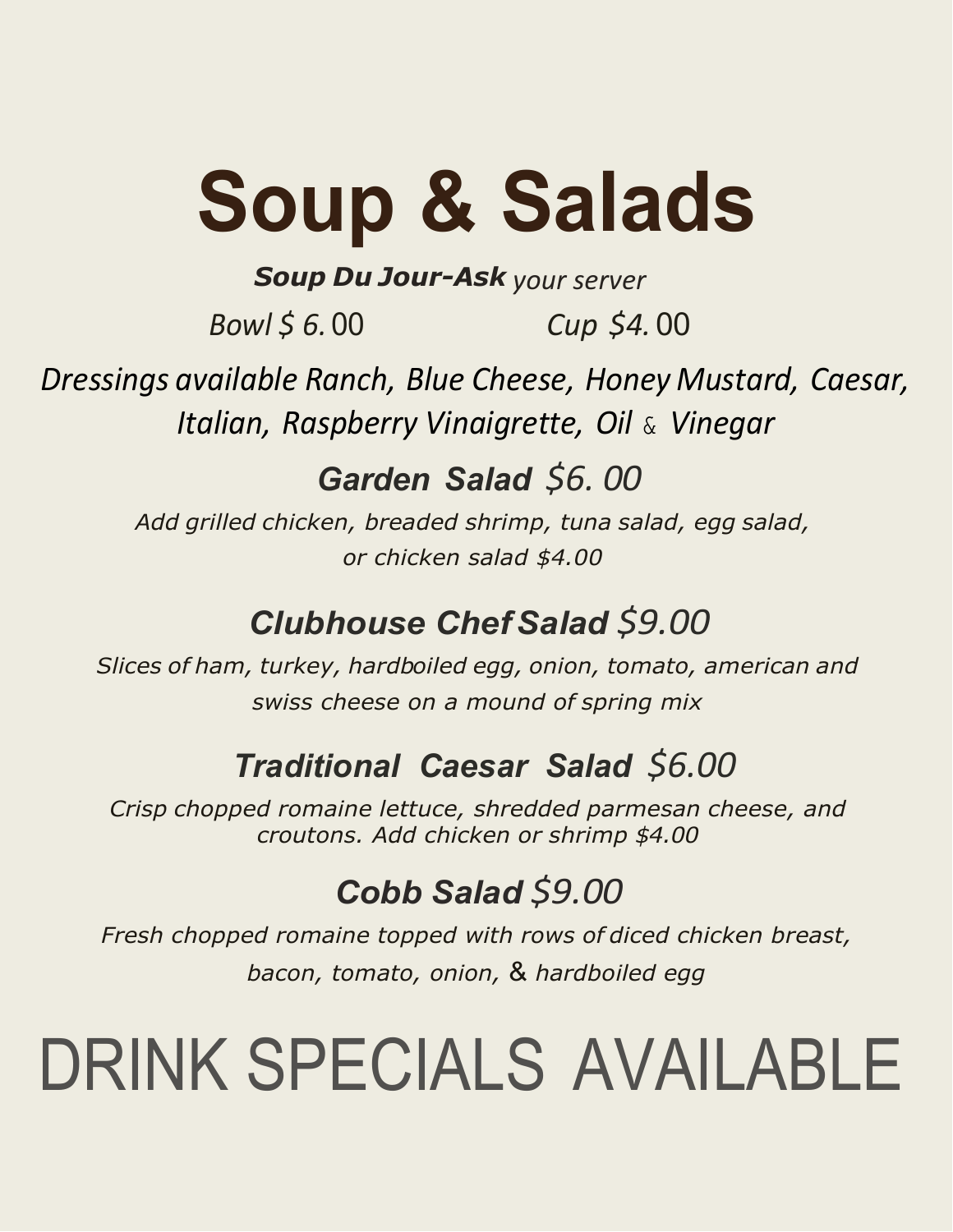# Soup & Salads

***Soup Du Jour-Ask** your server*

*Bowl $ 6.*00 *Cup $4.*00

*Dressings available Ranch, Blue Cheese, Honey Mustard, Caesar, Italian, Raspberry Vinaigrette, Oil & Vinegar*

## ***Garden Salad** $6. 00*

*Add grilled chicken, breaded shrimp, tuna salad, egg salad, or chicken salad $4.00*

## ***Clubhouse Chef Salad** $9.00*

*Slices of ham, turkey, hardboiled egg, onion, tomato, american and swiss cheese on a mound of spring mix*

## ***Traditional Caesar Salad** $6.00*

*Crisp chopped romaine lettuce, shredded parmesan cheese, and croutons. Add chicken or shrimp $4.00*

## ***Cobb Salad** $9.00*

*Fresh chopped romaine topped with rows of diced chicken breast, bacon, tomato, onion, & hardboiled egg*

# DRINK SPECIALS AVAILABLE